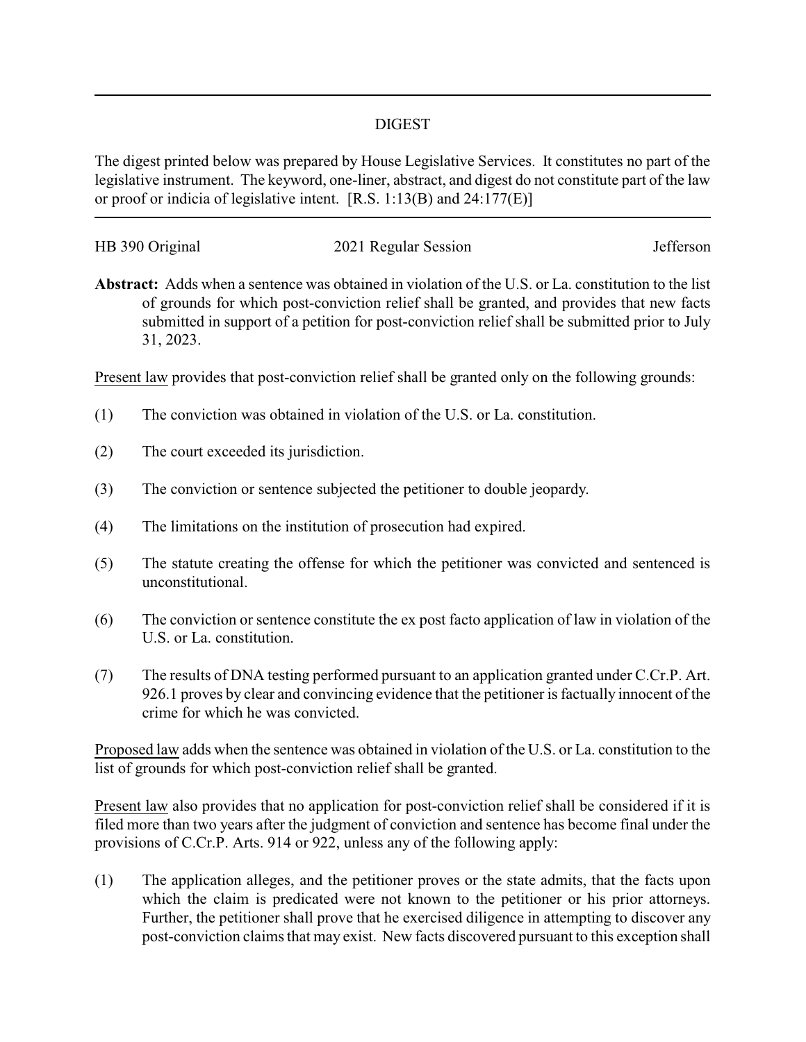## DIGEST

The digest printed below was prepared by House Legislative Services. It constitutes no part of the legislative instrument. The keyword, one-liner, abstract, and digest do not constitute part of the law or proof or indicia of legislative intent. [R.S. 1:13(B) and 24:177(E)]

---

HB 390 Original 2021 Regular Session Jefferson

**Abstract:** Adds when a sentence was obtained in violation of the U.S. or La. constitution to the list of grounds for which post-conviction relief shall be granted, and provides that new facts submitted in support of a petition for post-conviction relief shall be submitted prior to July 31, 2023.

Present law provides that post-conviction relief shall be granted only on the following grounds:

(1) The conviction was obtained in violation of the U.S. or La. constitution.

(2) The court exceeded its jurisdiction.

(3) The conviction or sentence subjected the petitioner to double jeopardy.

(4) The limitations on the institution of prosecution had expired.

(5) The statute creating the offense for which the petitioner was convicted and sentenced is unconstitutional.

(6) The conviction or sentence constitute the ex post facto application of law in violation of the U.S. or La. constitution.

(7) The results of DNA testing performed pursuant to an application granted under C.Cr.P. Art. 926.1 proves by clear and convincing evidence that the petitioner is factually innocent of the crime for which he was convicted.

Proposed law adds when the sentence was obtained in violation of the U.S. or La. constitution to the list of grounds for which post-conviction relief shall be granted.

Present law also provides that no application for post-conviction relief shall be considered if it is filed more than two years after the judgment of conviction and sentence has become final under the provisions of C.Cr.P. Arts. 914 or 922, unless any of the following apply:

(1) The application alleges, and the petitioner proves or the state admits, that the facts upon which the claim is predicated were not known to the petitioner or his prior attorneys. Further, the petitioner shall prove that he exercised diligence in attempting to discover any post-conviction claims that may exist. New facts discovered pursuant to this exception shall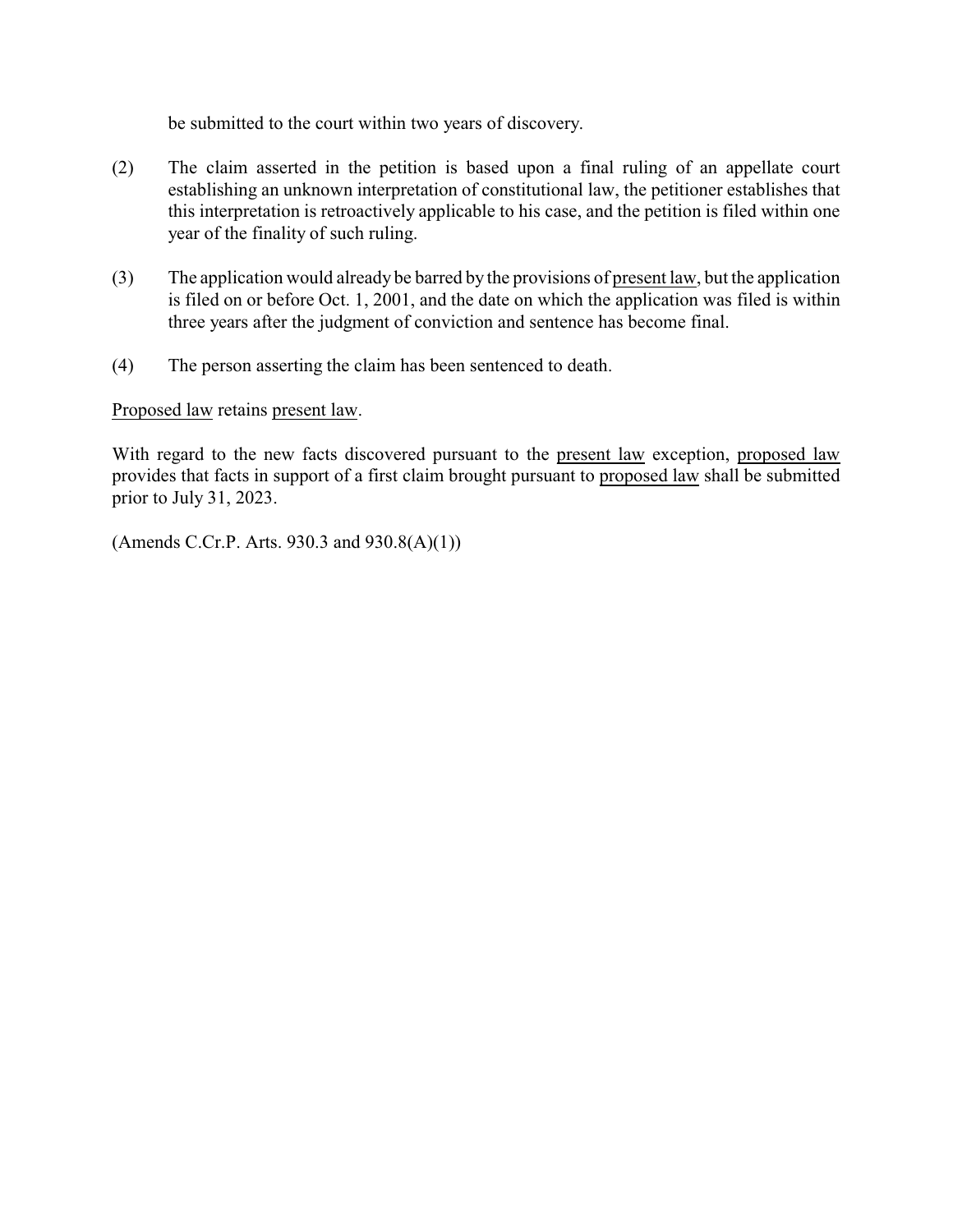be submitted to the court within two years of discovery.

(2) The claim asserted in the petition is based upon a final ruling of an appellate court establishing an unknown interpretation of constitutional law, the petitioner establishes that this interpretation is retroactively applicable to his case, and the petition is filed within one year of the finality of such ruling.

(3) The application would already be barred by the provisions of present law, but the application is filed on or before Oct. 1, 2001, and the date on which the application was filed is within three years after the judgment of conviction and sentence has become final.

(4) The person asserting the claim has been sentenced to death.

Proposed law retains present law.

With regard to the new facts discovered pursuant to the present law exception, proposed law provides that facts in support of a first claim brought pursuant to proposed law shall be submitted prior to July 31, 2023.

(Amends C.Cr.P. Arts. 930.3 and 930.8(A)(1))